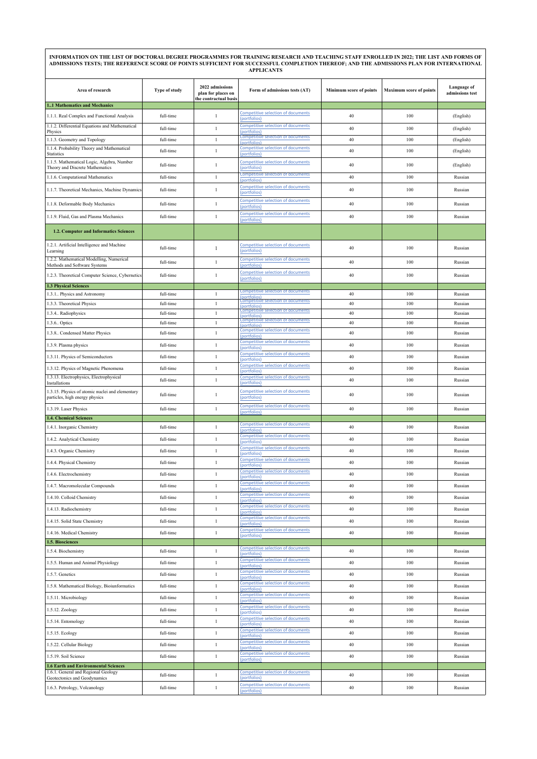**INFORMATION ON THE LIST OF DOCTORAL DEGREE PROGRAMMES FOR TRAINING RESEARCH AND TEACHING STAFF ENROLLED IN 2022; THE LIST AND FORMS OF ADMISSIONS TESTS; THE REFERENCE SCORE OF POINTS SUFFICIENT FOR SUCCESSFUL COMPLETION THEREOF; AND THE ADMISSIONS PLAN FOR INTERNATIONAL APPLICANTS**

| Area of research | Type of study | 2022 admissions plan for places on the contractual basis | Form of admissions tests (AT) | Minimum score of points | Maximum score of points | Language of admissions test |
|---|---|---|---|---|---|---|
| **1..1 Mathematics and Mechanics** | | | | | | |
| 1.1.1. Real Complex and Functional Analysis | full-time | 1 | Competitive selection of documents (portfolios) | 40 | 100 | (English) |
| 1.1.2. Differential Equations and Mathematical Physics | full-time | 1 | Competitive selection of documents (portfolios) | 40 | 100 | (English) |
| 1.1.3. Geometry and Topology | full-time | 1 | Competitive selection of documents (portfolios) | 40 | 100 | (English) |
| 1.1.4. Probability Theory and Mathematical Statistics | full-time | 1 | Competitive selection of documents (portfolios) | 40 | 100 | (English) |
| 1.1.5. Mathematical Logic, Algebra, Number Theory and Discrete Mathematics | full-time | 1 | Competitive selection of documents (portfolios) | 40 | 100 | (English) |
| 1.1.6. Computational Mathematics | full-time | 1 | Competitive selection of documents (portfolios) | 40 | 100 | Russian |
| 1.1.7. Theoretical Mechanics, Machine Dynamics | full-time | 1 | Competitive selection of documents (portfolios) | 40 | 100 | Russian |
| 1.1.8. Deformable Body Mechanics | full-time | 1 | Competitive selection of documents (portfolios) | 40 | 100 | Russian |
| 1.1.9. Fluid, Gas and Plasma Mechanics | full-time | 1 | Competitive selection of documents (portfolios) | 40 | 100 | Russian |
| **1.2. Computer and Informatics Sciences** | | | | | | |
| 1.2.1. Artificial Intelligence and Machine Learning | full-time | 1 | Competitive selection of documents (portfolios) | 40 | 100 | Russian |
| 1.2.2. Mathematical Modelling, Numerical Methods and Software Systems | full-time | 1 | Competitive selection of documents (portfolios) | 40 | 100 | Russian |
| 1.2.3. Theoretical Computer Science, Cybernetics | full-time | 1 | Competitive selection of documents (portfolios) | 40 | 100 | Russian |
| **1.3 Physical Sciences** | | | | | | |
| 1.3.1.. Physics and Astronomy | full-time | 1 | Competitive selection of documents (portfolios) | 40 | 100 | Russian |
| 1.3.3. Theoretical Physics | full-time | 1 | Competitive selection of documents (portfolios) | 40 | 100 | Russian |
| 1.3.4.. Radiophysics | full-time | 1 | Competitive selection of documents (portfolios) | 40 | 100 | Russian |
| 1.3.6.. Optics | full-time | 1 | Competitive selection of documents (portfolios) | 40 | 100 | Russian |
| 1.3.8.. Condensed Matter Physics | full-time | 1 | Competitive selection of documents (portfolios) | 40 | 100 | Russian |
| 1.3.9. Plasma physics | full-time | 1 | Competitive selection of documents (portfolios) | 40 | 100 | Russian |
| 1.3.11. Physics of Semiconductors | full-time | 1 | Competitive selection of documents (portfolios) | 40 | 100 | Russian |
| 1.3.12. Physics of Magnetic Phenomena | full-time | 1 | Competitive selection of documents (portfolios) | 40 | 100 | Russian |
| 1.3.13. Electrophysics, Electrophysical Installations | full-time | 1 | Competitive selection of documents (portfolios) | 40 | 100 | Russian |
| 1.3.15. Physics of atomic nuclei and elementary particles, high energy physics | full-time | 1 | Competitive selection of documents (portfolios) | 40 | 100 | Russian |
| 1.3.19. Laser Physics | full-time | 1 | Competitive selection of documents (portfolios) | 40 | 100 | Russian |
| **1.4. Chemical Sciences** | | | | | | |
| 1.4.1. Inorganic Chemistry | full-time | 1 | Competitive selection of documents (portfolios) | 40 | 100 | Russian |
| 1.4.2. Analytical Chemistry | full-time | 1 | Competitive selection of documents (portfolios) | 40 | 100 | Russian |
| 1.4.3. Organic Chemistry | full-time | 1 | Competitive selection of documents (portfolios) | 40 | 100 | Russian |
| 1.4.4. Physical Chemistry | full-time | 1 | Competitive selection of documents (portfolios) | 40 | 100 | Russian |
| 1.4.6. Electrochemistry | full-time | 1 | Competitive selection of documents (portfolios) | 40 | 100 | Russian |
| 1.4.7. Macromolecular Compounds | full-time | 1 | Competitive selection of documents (portfolios) | 40 | 100 | Russian |
| 1.4.10. Colloid Chemistry | full-time | 1 | Competitive selection of documents (portfolios) | 40 | 100 | Russian |
| 1.4.13. Radiochemistry | full-time | 1 | Competitive selection of documents (portfolios) | 40 | 100 | Russian |
| 1.4.15. Solid State Chemistry | full-time | 1 | Competitive selection of documents (portfolios) | 40 | 100 | Russian |
| 1.4.16. Medical Chemistry | full-time | 1 | Competitive selection of documents (portfolios) | 40 | 100 | Russian |
| **1.5. Biosciences** | | | | | | |
| 1.5.4. Biochemistry | full-time | 1 | Competitive selection of documents (portfolios) | 40 | 100 | Russian |
| 1.5.5. Human and Animal Physiology | full-time | 1 | Competitive selection of documents (portfolios) | 40 | 100 | Russian |
| 1.5.7. Genetics | full-time | 1 | Competitive selection of documents (portfolios) | 40 | 100 | Russian |
| 1.5.8. Mathematical Biology, Bioiunformatics | full-time | 1 | Competitive selection of documents (portfolios) | 40 | 100 | Russian |
| 1.5.11. Microbiology | full-time | 1 | Competitive selection of documents (portfolios) | 40 | 100 | Russian |
| 1.5.12. Zoology | full-time | 1 | Competitive selection of documents (portfolios) | 40 | 100 | Russian |
| 1.5.14. Entomology | full-time | 1 | Competitive selection of documents (portfolios) | 40 | 100 | Russian |
| 1.5.15. Ecology | full-time | 1 | Competitive selection of documents (portfolios) | 40 | 100 | Russian |
| 1.5.22. Cellular Biology | full-time | 1 | Competitive selection of documents (portfolios) | 40 | 100 | Russian |
| 1.5.19. Soil Science | full-time | 1 | Competitive selection of documents (portfolios) | 40 | 100 | Russian |
| **1.6 Earth and Environmental Sciences** | | | | | | |
| 1.6.1. General and Regional Geology Geotectonics and Geodynamics | full-time | 1 | Competitive selection of documents (portfolios) | 40 | 100 | Russian |
| 1.6.3. Petrology, Volcanology | full-time | 1 | Competitive selection of documents (portfolios) | 40 | 100 | Russian |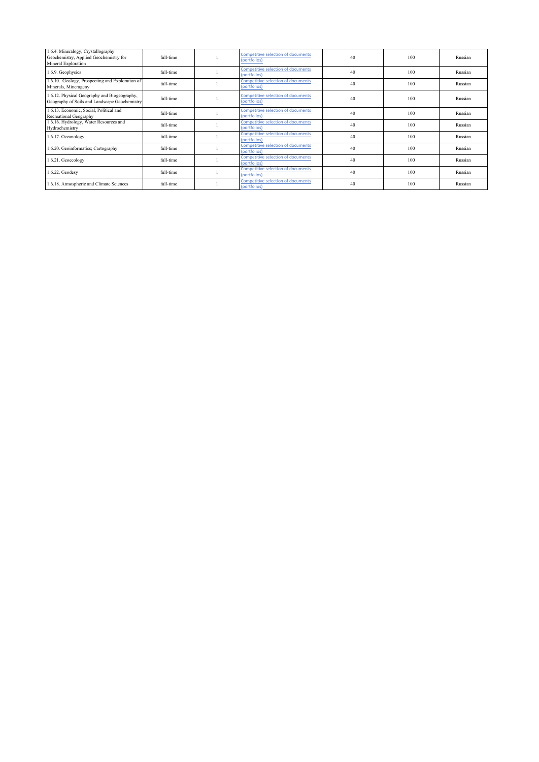| | | | | | | |
|---|---|---|---|---|---|---|
| 1.6.4. Mineralogy, Crystallography Geochemistry, Applied Geochemistry for Mineral Exploration | full-time | 1 | Competitive selection of documents (portfolios) | 40 | 100 | Russian |
| 1.6.9. Geophysics | full-time | 1 | Competitive selection of documents (portfolios) | 40 | 100 | Russian |
| 1.6.10. Geology, Prospecting and Exploration of Minerals, Minerageny | full-time | 1 | Competitive selection of documents (portfolios) | 40 | 100 | Russian |
| 1.6.12. Physical Geography and Biogeography, Geography of Soils and Landscape Geochemistry | full-time | 1 | Competitive selection of documents (portfolios) | 40 | 100 | Russian |
| 1.6.13. Economic, Social, Political and Recreational Geography | full-time | 1 | Competitive selection of documents (portfolios) | 40 | 100 | Russian |
| 1.6.16. Hydrology, Water Resources and Hydrochemistry | full-time | 1 | Competitive selection of documents (portfolios) | 40 | 100 | Russian |
| 1.6.17. Oceanology | full-time | 1 | Competitive selection of documents (portfolios) | 40 | 100 | Russian |
| 1.6.20. Geoinformatics; Cartography | full-time | 1 | Competitive selection of documents (portfolios) | 40 | 100 | Russian |
| 1.6.21. Geoecology | full-time | 1 | Competitive selection of documents (portfolios) | 40 | 100 | Russian |
| 1.6.22. Geodesy | full-time | 1 | Competitive selection of documents (portfolios) | 40 | 100 | Russian |
| 1.6.18. Atmospheric and Climate Sciences | full-time | 1 | Competitive selection of documents (portfolios) | 40 | 100 | Russian |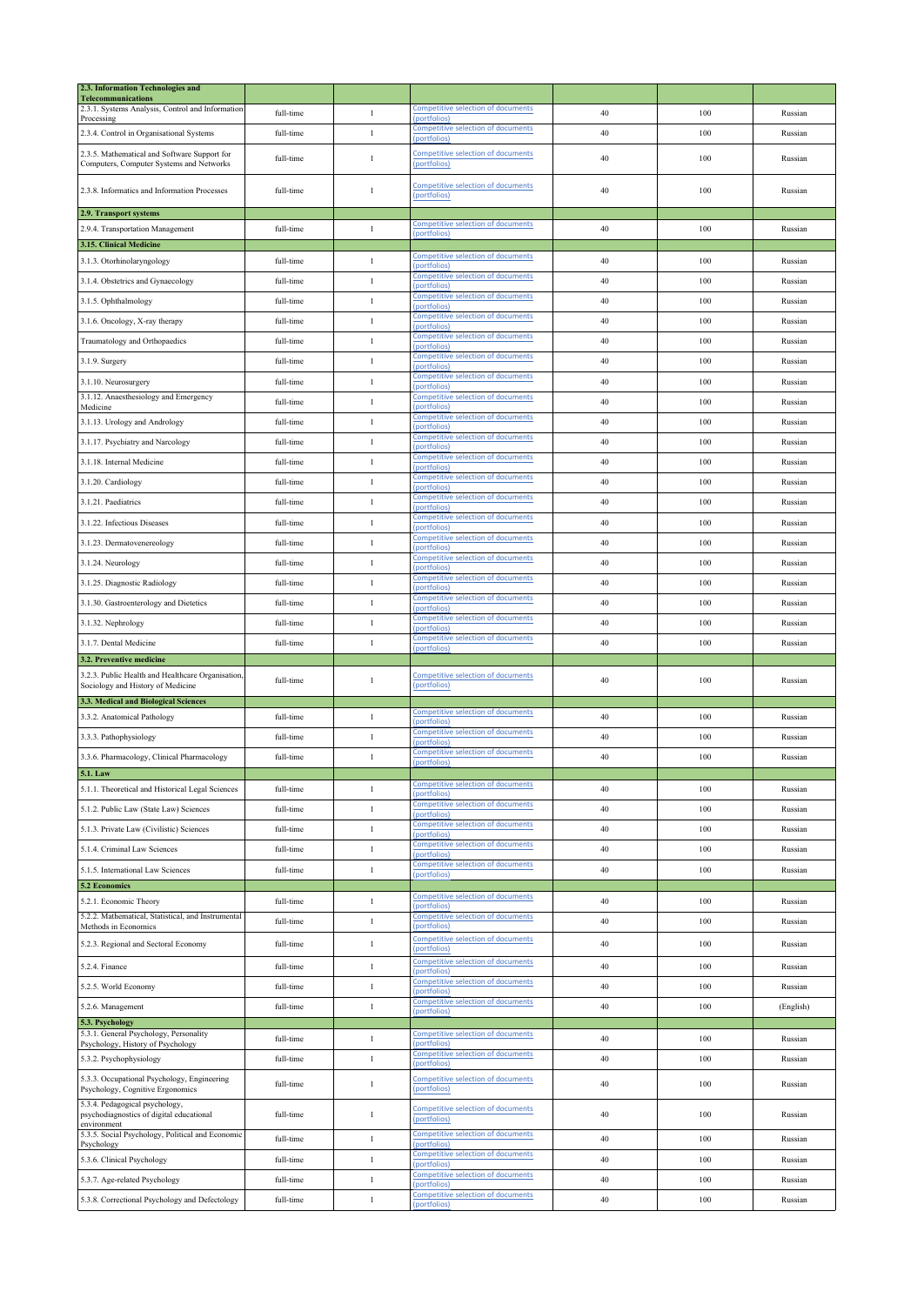| 2.3. Information Technologies and Telecommunications | | | | | | |
|---|---|---|---|---|---|---|
| 2.3.1. Systems Analysis, Control and Information Processing | full-time | 1 | Competitive selection of documents (portfolios) | 40 | 100 | Russian |
| 2.3.4. Control in Organisational Systems | full-time | 1 | Competitive selection of documents (portfolios) | 40 | 100 | Russian |
| 2.3.5. Mathematical and Software Support for Computers, Computer Systems and Networks | full-time | 1 | Competitive selection of documents (portfolios) | 40 | 100 | Russian |
| 2.3.8. Informatics and Information Processes | full-time | 1 | Competitive selection of documents (portfolios) | 40 | 100 | Russian |
| **2.9. Transport systems** | | | | | | |
| 2.9.4. Transportation Management | full-time | 1 | Competitive selection of documents (portfolios) | 40 | 100 | Russian |
| **3.15. Clinical Medicine** | | | | | | |
| 3.1.3. Otorhinolaryngology | full-time | 1 | Competitive selection of documents (portfolios) | 40 | 100 | Russian |
| 3.1.4. Obstetrics and Gynaecology | full-time | 1 | Competitive selection of documents (portfolios) | 40 | 100 | Russian |
| 3.1.5. Ophthalmology | full-time | 1 | Competitive selection of documents (portfolios) | 40 | 100 | Russian |
| 3.1.6. Oncology, X-ray therapy | full-time | 1 | Competitive selection of documents (portfolios) | 40 | 100 | Russian |
| Traumatology and Orthopaedics | full-time | 1 | Competitive selection of documents (portfolios) | 40 | 100 | Russian |
| 3.1.9. Surgery | full-time | 1 | Competitive selection of documents (portfolios) | 40 | 100 | Russian |
| 3.1.10. Neurosurgery | full-time | 1 | Competitive selection of documents (portfolios) | 40 | 100 | Russian |
| 3.1.12. Anaesthesiology and Emergency Medicine | full-time | 1 | Competitive selection of documents (portfolios) | 40 | 100 | Russian |
| 3.1.13. Urology and Andrology | full-time | 1 | Competitive selection of documents (portfolios) | 40 | 100 | Russian |
| 3.1.17. Psychiatry and Narcology | full-time | 1 | Competitive selection of documents (portfolios) | 40 | 100 | Russian |
| 3.1.18. Internal Medicine | full-time | 1 | Competitive selection of documents (portfolios) | 40 | 100 | Russian |
| 3.1.20. Cardiology | full-time | 1 | Competitive selection of documents (portfolios) | 40 | 100 | Russian |
| 3.1.21. Paediatrics | full-time | 1 | Competitive selection of documents (portfolios) | 40 | 100 | Russian |
| 3.1.22. Infectious Diseases | full-time | 1 | Competitive selection of documents (portfolios) | 40 | 100 | Russian |
| 3.1.23. Dermatovenereology | full-time | 1 | Competitive selection of documents (portfolios) | 40 | 100 | Russian |
| 3.1.24. Neurology | full-time | 1 | Competitive selection of documents (portfolios) | 40 | 100 | Russian |
| 3.1.25. Diagnostic Radiology | full-time | 1 | Competitive selection of documents (portfolios) | 40 | 100 | Russian |
| 3.1.30. Gastroenterology and Dietetics | full-time | 1 | Competitive selection of documents (portfolios) | 40 | 100 | Russian |
| 3.1.32. Nephrology | full-time | 1 | Competitive selection of documents (portfolios) | 40 | 100 | Russian |
| 3.1.7. Dental Medicine | full-time | 1 | Competitive selection of documents (portfolios) | 40 | 100 | Russian |
| **3.2. Preventive medicine** | | | | | | |
| 3.2.3. Public Health and Healthcare Organisation, Sociology and History of Medicine | full-time | 1 | Competitive selection of documents (portfolios) | 40 | 100 | Russian |
| **3.3. Medical and Biological Sciences** | | | | | | |
| 3.3.2. Anatomical Pathology | full-time | 1 | Competitive selection of documents (portfolios) | 40 | 100 | Russian |
| 3.3.3. Pathophysiology | full-time | 1 | Competitive selection of documents (portfolios) | 40 | 100 | Russian |
| 3.3.6. Pharmacology, Clinical Pharmacology | full-time | 1 | Competitive selection of documents (portfolios) | 40 | 100 | Russian |
| **5.1. Law** | | | | | | |
| 5.1.1. Theoretical and Historical Legal Sciences | full-time | 1 | Competitive selection of documents (portfolios) | 40 | 100 | Russian |
| 5.1.2. Public Law (State Law) Sciences | full-time | 1 | Competitive selection of documents (portfolios) | 40 | 100 | Russian |
| 5.1.3. Private Law (Civilistic) Sciences | full-time | 1 | Competitive selection of documents (portfolios) | 40 | 100 | Russian |
| 5.1.4. Criminal Law Sciences | full-time | 1 | Competitive selection of documents (portfolios) | 40 | 100 | Russian |
| 5.1.5. International Law Sciences | full-time | 1 | Competitive selection of documents (portfolios) | 40 | 100 | Russian |
| **5.2 Economics** | | | | | | |
| 5.2.1. Economic Theory | full-time | 1 | Competitive selection of documents (portfolios) | 40 | 100 | Russian |
| 5.2.2. Mathematical, Statistical, and Instrumental Methods in Economics | full-time | 1 | Competitive selection of documents (portfolios) | 40 | 100 | Russian |
| 5.2.3. Regional and Sectoral Economy | full-time | 1 | Competitive selection of documents (portfolios) | 40 | 100 | Russian |
| 5.2.4. Finance | full-time | 1 | Competitive selection of documents (portfolios) | 40 | 100 | Russian |
| 5.2.5. World Economy | full-time | 1 | Competitive selection of documents (portfolios) | 40 | 100 | Russian |
| 5.2.6. Management | full-time | 1 | Competitive selection of documents (portfolios) | 40 | 100 | (English) |
| **5.3. Psychology** | | | | | | |
| 5.3.1. General Psychology, Personality Psychology, History of Psychology | full-time | 1 | Competitive selection of documents (portfolios) | 40 | 100 | Russian |
| 5.3.2. Psychophysiology | full-time | 1 | Competitive selection of documents (portfolios) | 40 | 100 | Russian |
| 5.3.3. Occupational Psychology, Engineering Psychology, Cognitive Ergonomics | full-time | 1 | Competitive selection of documents (portfolios) | 40 | 100 | Russian |
| 5.3.4. Pedagogical psychology, psychodiagnostics of digital educational environment | full-time | 1 | Competitive selection of documents (portfolios) | 40 | 100 | Russian |
| 5.3.5. Social Psychology, Political and Economic Psychology | full-time | 1 | Competitive selection of documents (portfolios) | 40 | 100 | Russian |
| 5.3.6. Clinical Psychology | full-time | 1 | Competitive selection of documents (portfolios) | 40 | 100 | Russian |
| 5.3.7. Age-related Psychology | full-time | 1 | Competitive selection of documents (portfolios) | 40 | 100 | Russian |
| 5.3.8. Correctional Psychology and Defectology | full-time | 1 | Competitive selection of documents (portfolios) | 40 | 100 | Russian |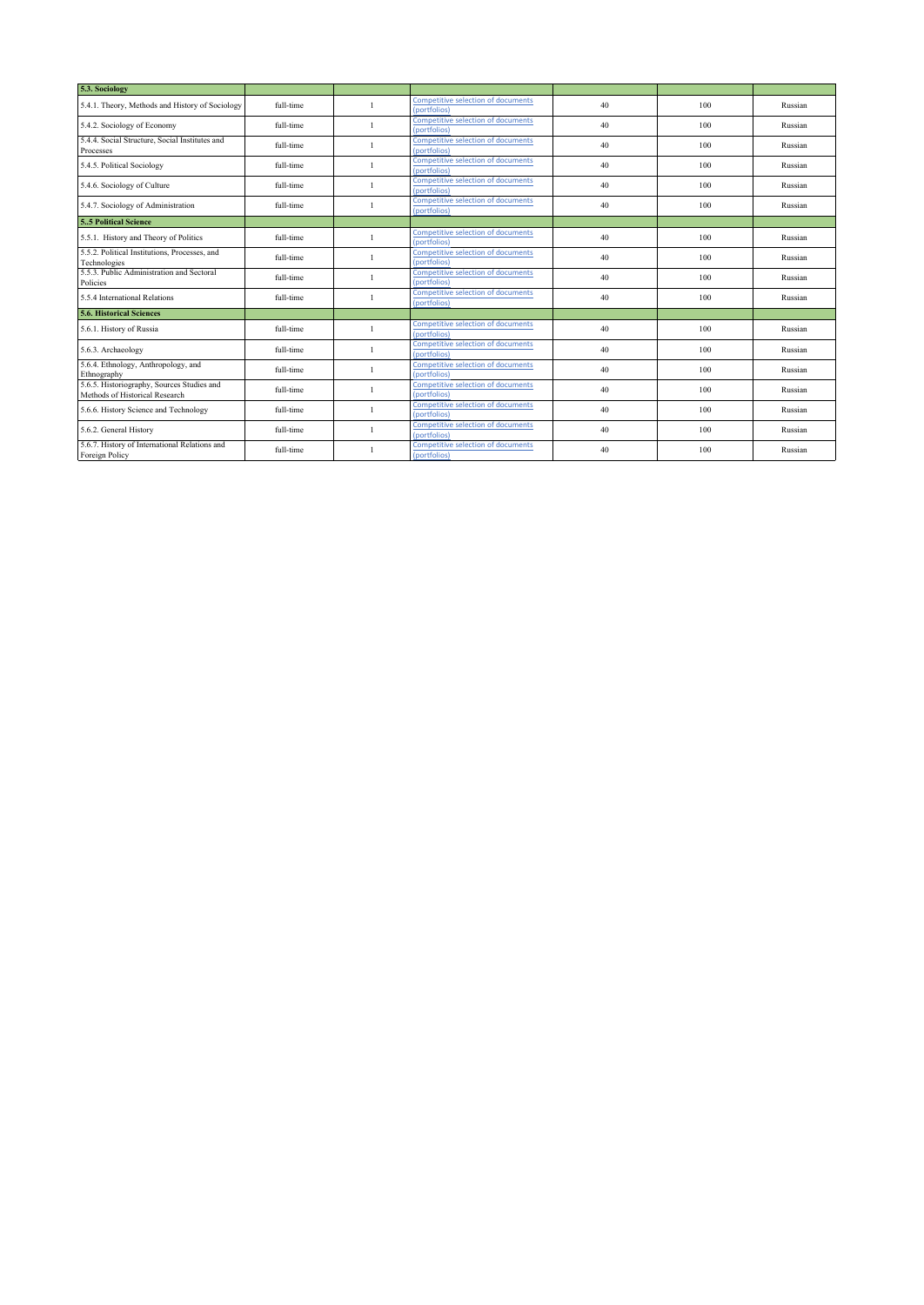| | | | | | | |
|---|---|---|---|---|---|---|
| **5.3. Sociology** | | | | | | |
| 5.4.1. Theory, Methods and History of Sociology | full-time | 1 | Competitive selection of documents (portfolios) | 40 | 100 | Russian |
| 5.4.2. Sociology of Economy | full-time | 1 | Competitive selection of documents (portfolios) | 40 | 100 | Russian |
| 5.4.4. Social Structure, Social Institutes and Processes | full-time | 1 | Competitive selection of documents (portfolios) | 40 | 100 | Russian |
| 5.4.5. Political Sociology | full-time | 1 | Competitive selection of documents (portfolios) | 40 | 100 | Russian |
| 5.4.6. Sociology of Culture | full-time | 1 | Competitive selection of documents (portfolios) | 40 | 100 | Russian |
| 5.4.7. Sociology of Administration | full-time | 1 | Competitive selection of documents (portfolios) | 40 | 100 | Russian |
| **5..5 Political Science** | | | | | | |
| 5.5.1. History and Theory of Politics | full-time | 1 | Competitive selection of documents (portfolios) | 40 | 100 | Russian |
| 5.5.2. Political Institutions, Processes, and Technologies | full-time | 1 | Competitive selection of documents (portfolios) | 40 | 100 | Russian |
| 5.5.3. Public Administration and Sectoral Policies | full-time | 1 | Competitive selection of documents (portfolios) | 40 | 100 | Russian |
| 5.5.4 International Relations | full-time | 1 | Competitive selection of documents (portfolios) | 40 | 100 | Russian |
| **5.6. Historical Sciences** | | | | | | |
| 5.6.1. History of Russia | full-time | 1 | Competitive selection of documents (portfolios) | 40 | 100 | Russian |
| 5.6.3. Archaeology | full-time | 1 | Competitive selection of documents (portfolios) | 40 | 100 | Russian |
| 5.6.4. Ethnology, Anthropology, and Ethnography | full-time | 1 | Competitive selection of documents (portfolios) | 40 | 100 | Russian |
| 5.6.5. Historiography, Sources Studies and Methods of Historical Research | full-time | 1 | Competitive selection of documents (portfolios) | 40 | 100 | Russian |
| 5.6.6. History Science and Technology | full-time | 1 | Competitive selection of documents (portfolios) | 40 | 100 | Russian |
| 5.6.2. General History | full-time | 1 | Competitive selection of documents (portfolios) | 40 | 100 | Russian |
| 5.6.7. History of International Relations and Foreign Policy | full-time | 1 | Competitive selection of documents (portfolios) | 40 | 100 | Russian |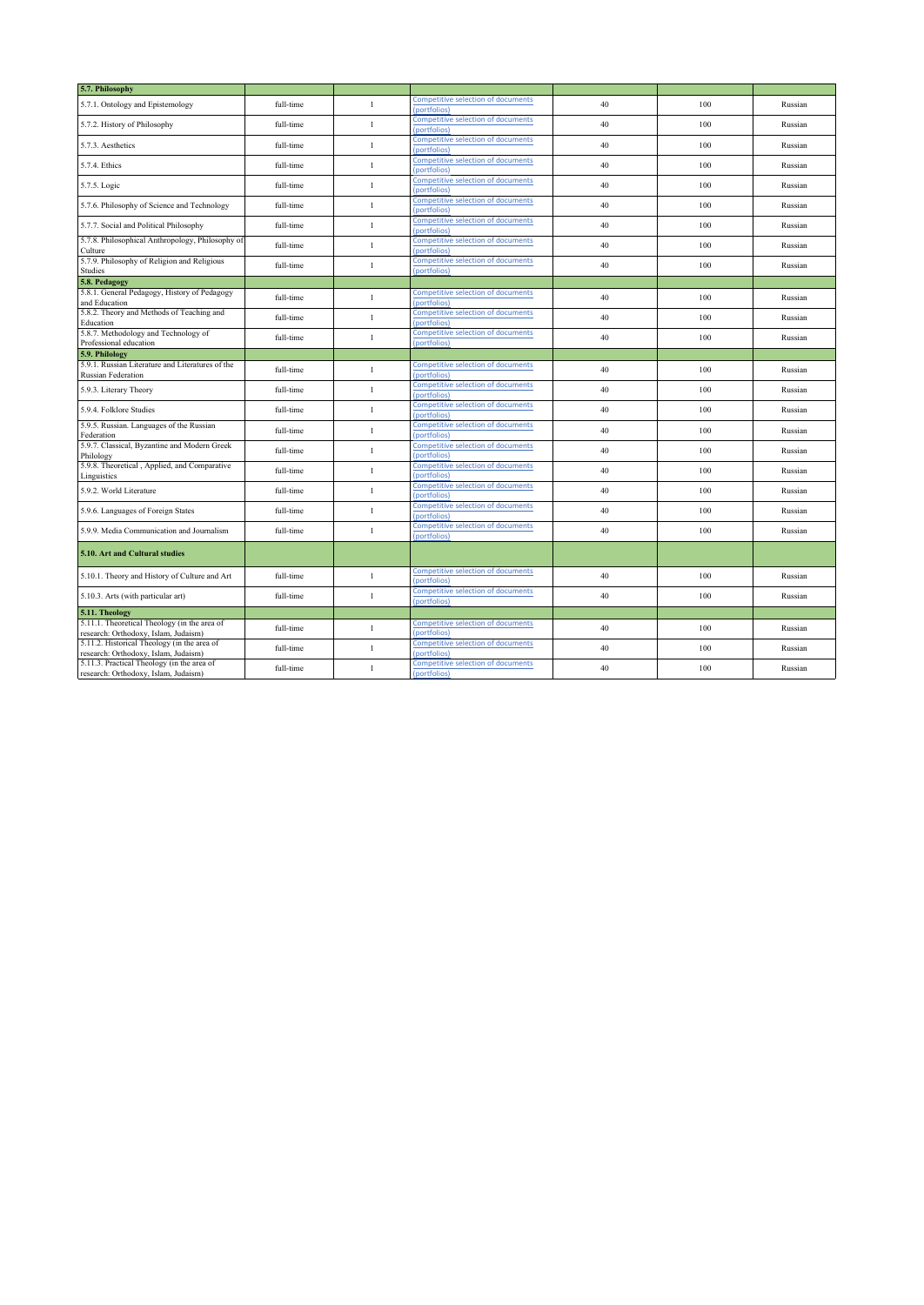| | | | | | | |
|---|---|---|---|---|---|---|
| **5.7. Philosophy** | | | | | | |
| 5.7.1. Ontology and Epistemology | full-time | 1 | Competitive selection of documents (portfolios) | 40 | 100 | Russian |
| 5.7.2. History of Philosophy | full-time | 1 | Competitive selection of documents (portfolios) | 40 | 100 | Russian |
| 5.7.3. Aesthetics | full-time | 1 | Competitive selection of documents (portfolios) | 40 | 100 | Russian |
| 5.7.4. Ethics | full-time | 1 | Competitive selection of documents (portfolios) | 40 | 100 | Russian |
| 5.7.5. Logic | full-time | 1 | Competitive selection of documents (portfolios) | 40 | 100 | Russian |
| 5.7.6. Philosophy of Science and Technology | full-time | 1 | Competitive selection of documents (portfolios) | 40 | 100 | Russian |
| 5.7.7. Social and Political Philosophy | full-time | 1 | Competitive selection of documents (portfolios) | 40 | 100 | Russian |
| 5.7.8. Philosophical Anthropology, Philosophy of Culture | full-time | 1 | Competitive selection of documents (portfolios) | 40 | 100 | Russian |
| 5.7.9. Philosophy of Religion and Religious Studies | full-time | 1 | Competitive selection of documents (portfolios) | 40 | 100 | Russian |
| **5.8. Pedagogy** | | | | | | |
| 5.8.1. General Pedagogy, History of Pedagogy and Education | full-time | 1 | Competitive selection of documents (portfolios) | 40 | 100 | Russian |
| 5.8.2. Theory and Methods of Teaching and Education | full-time | 1 | Competitive selection of documents (portfolios) | 40 | 100 | Russian |
| 5.8.7. Methodology and Technology of Professional education | full-time | 1 | Competitive selection of documents (portfolios) | 40 | 100 | Russian |
| **5.9. Philology** | | | | | | |
| 5.9.1. Russian Literature and Literatures of the Russian Federation | full-time | 1 | Competitive selection of documents (portfolios) | 40 | 100 | Russian |
| 5.9.3. Literary Theory | full-time | 1 | Competitive selection of documents (portfolios) | 40 | 100 | Russian |
| 5.9.4. Folklore Studies | full-time | 1 | Competitive selection of documents (portfolios) | 40 | 100 | Russian |
| 5.9.5. Russian. Languages of the Russian Federation | full-time | 1 | Competitive selection of documents (portfolios) | 40 | 100 | Russian |
| 5.9.7. Classical, Byzantine and Modern Greek Philology | full-time | 1 | Competitive selection of documents (portfolios) | 40 | 100 | Russian |
| 5.9.8. Theoretical , Applied, and Comparative Linguistics | full-time | 1 | Competitive selection of documents (portfolios) | 40 | 100 | Russian |
| 5.9.2. World Literature | full-time | 1 | Competitive selection of documents (portfolios) | 40 | 100 | Russian |
| 5.9.6. Languages of Foreign States | full-time | 1 | Competitive selection of documents (portfolios) | 40 | 100 | Russian |
| 5.9.9. Media Communication and Journalism | full-time | 1 | Competitive selection of documents (portfolios) | 40 | 100 | Russian |
| **5.10. Art and Cultural studies** | | | | | | |
| 5.10.1. Theory and History of Culture and Art | full-time | 1 | Competitive selection of documents (portfolios) | 40 | 100 | Russian |
| 5.10.3. Arts (with particular art) | full-time | 1 | Competitive selection of documents (portfolios) | 40 | 100 | Russian |
| **5.11. Theology** | | | | | | |
| 5.11.1. Theoretical Theology (in the area of research: Orthodoxy, Islam, Judaism) | full-time | 1 | Competitive selection of documents (portfolios) | 40 | 100 | Russian |
| 5.11.2. Historical Theology (in the area of research: Orthodoxy, Islam, Judaism) | full-time | 1 | Competitive selection of documents (portfolios) | 40 | 100 | Russian |
| 5.11.3. Practical Theology (in the area of research: Orthodoxy, Islam, Judaism) | full-time | 1 | Competitive selection of documents (portfolios) | 40 | 100 | Russian |